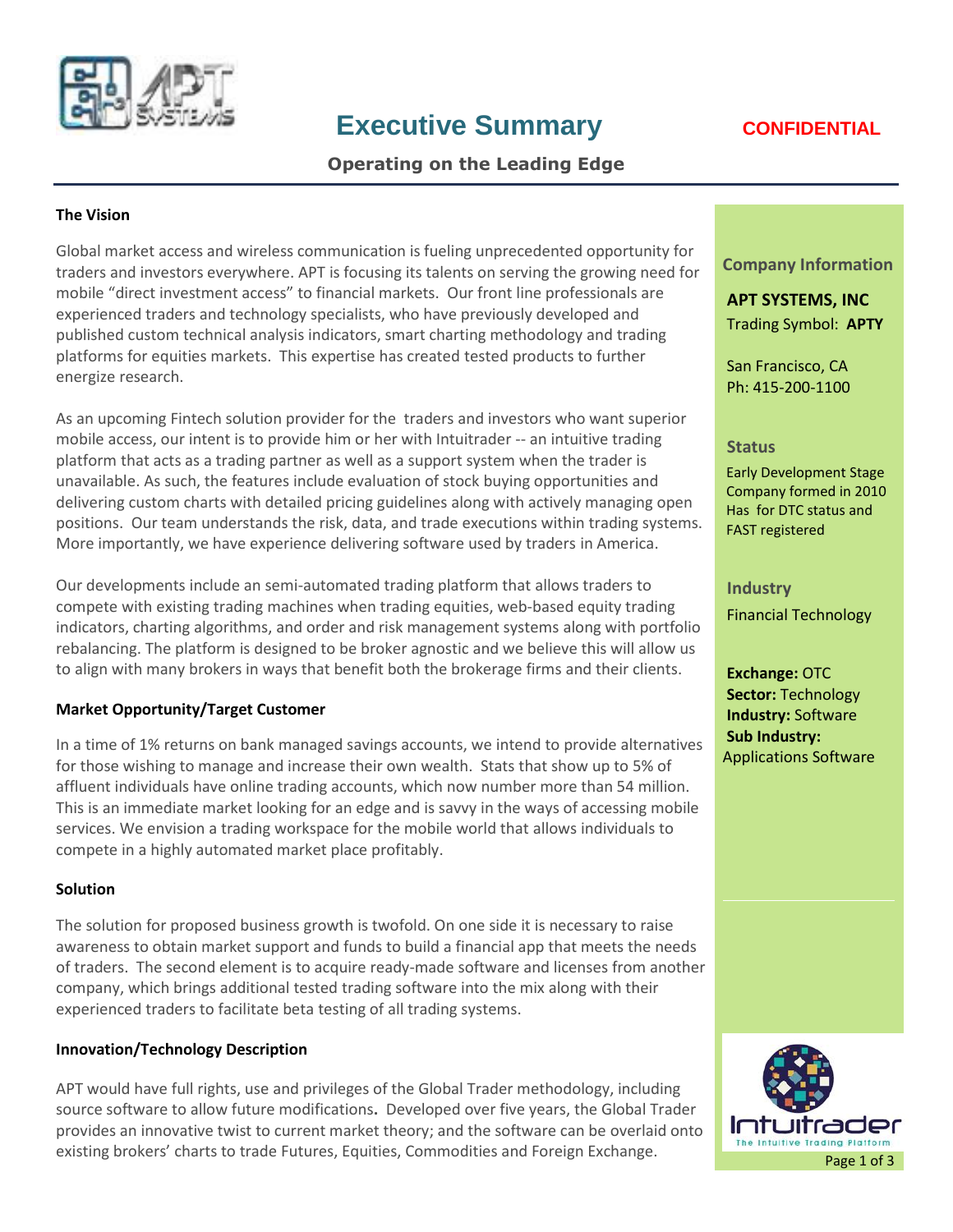# Executive Summary

**CONFIDENTIAL**

**Operating on the Leading Edge**

### The Vision

Global market access and wireless communication is fueling unprecedented opportunity for traders and investors everywhere. APT is focusing its talents on serving the growing need for mobile "direct investment access" to financial markets. Our front line professionals are experienced traders and technology specialists, who have previously developed and published custom technical analysis indicators, smart charting methodology and trading platforms for equities markets. This expertise has created tested products to further energize research.

As an upcoming Fintech solution provider for the traders and investors who want superior mobile access, our intent is to provide him or her with Intuitrader -- an intuitive trading platform that acts as a trading partner as well as a support system when the trader is unavailable. As such, the features include evaluation of stock buying opportunities and delivering custom charts with detailed pricing guidelines along with actively managing open positions. Our team understands the risk, data, and trade executions within trading systems. More importantly, we have experience delivering software used by traders in America.

Our developments include an semi-automated trading platform that allows traders to compete with existing trading machines when trading equities, web-based equity trading indicators, charting algorithms, and order and risk management systems along with portfolio rebalancing. The platform is designed to be broker agnostic and we believe this will allow us to align with many brokers in ways that benefit both the brokerage firms and their clients.

### Market Opportunity/Target Customer

In a time of 1% returns on bank managed savings accounts, we intend to provide alternatives for those wishing to manage and increase their own wealth. Stats that show up to 5% of affluent individuals have online trading accounts, which now number more than 54 million. This is an immediate market looking for an edge and is savvy in the ways of accessing mobile services. We envision a trading workspace for the mobile world that allows individuals to compete in a highly automated market place profitably.

### Solution

The solution for proposed business growth is twofold. On one side it is necessary to raise awareness to obtain market support and funds to build a financial app that meets the needs of traders. The second element is to acquire ready-made software and licenses from another company, which brings additional tested trading software into the mix along with their experienced traders to facilitate beta testing of all trading systems.

### Innovation/Technology Description

APT would have full rights, use and privileges of the Global Trader methodology, including source software to allow future modifications**.** Developed over five years, the Global Trader provides an innovative twist to current market theory; and the software can be overlaid onto existing brokers' charts to trade Futures, Equities, Commodities and Foreign Exchange.

---

**Company Information**

**APT SYSTEMS, INC**
Trading Symbol: **APTY**

San Francisco, CA
Ph: 415-200-1100

**Status**

Early Development Stage
Company formed in 2010
Has for DTC status and
FAST registered

**Industry**

Financial Technology

**Exchange:** OTC
**Sector:** Technology
**Industry:** Software
**Sub Industry:**
Applications Software

Intuitrader
The Intuitive Trading Platform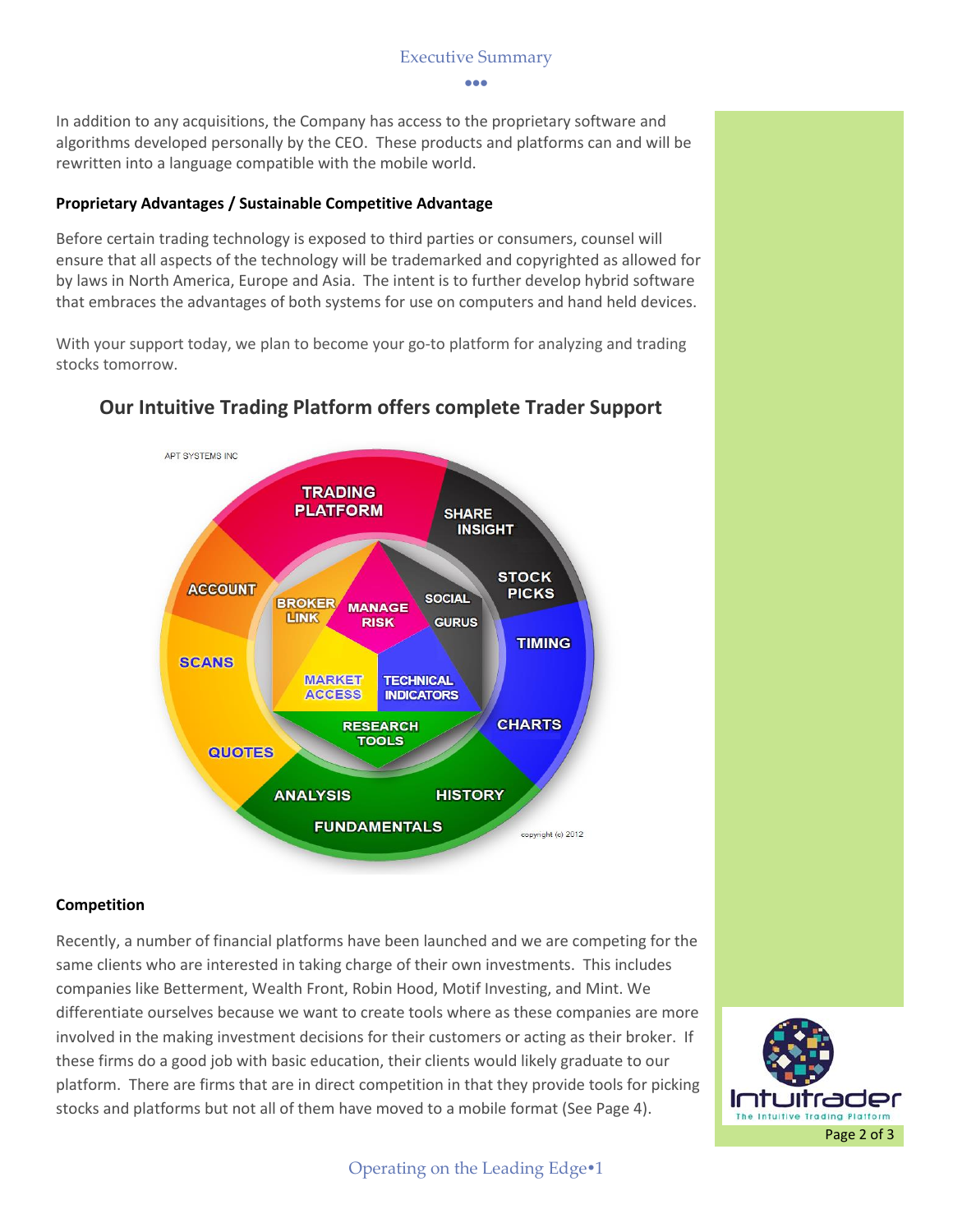In addition to any acquisitions, the Company has access to the proprietary software and algorithms developed personally by the CEO. These products and platforms can and will be rewritten into a language compatible with the mobile world.

**Proprietary Advantages / Sustainable Competitive Advantage**

Before certain trading technology is exposed to third parties or consumers, counsel will ensure that all aspects of the technology will be trademarked and copyrighted as allowed for by laws in North America, Europe and Asia. The intent is to further develop hybrid software that embraces the advantages of both systems for use on computers and hand held devices.

With your support today, we plan to become your go-to platform for analyzing and trading stocks tomorrow.

## Our Intuitive Trading Platform offers complete Trader Support

**Competition**

Recently, a number of financial platforms have been launched and we are competing for the same clients who are interested in taking charge of their own investments. This includes companies like Betterment, Wealth Front, Robin Hood, Motif Investing, and Mint. We differentiate ourselves because we want to create tools where as these companies are more involved in the making investment decisions for their customers or acting as their broker. If these firms do a good job with basic education, their clients would likely graduate to our platform. There are firms that are in direct competition in that they provide tools for picking stocks and platforms but not all of them have moved to a mobile format (See Page 4).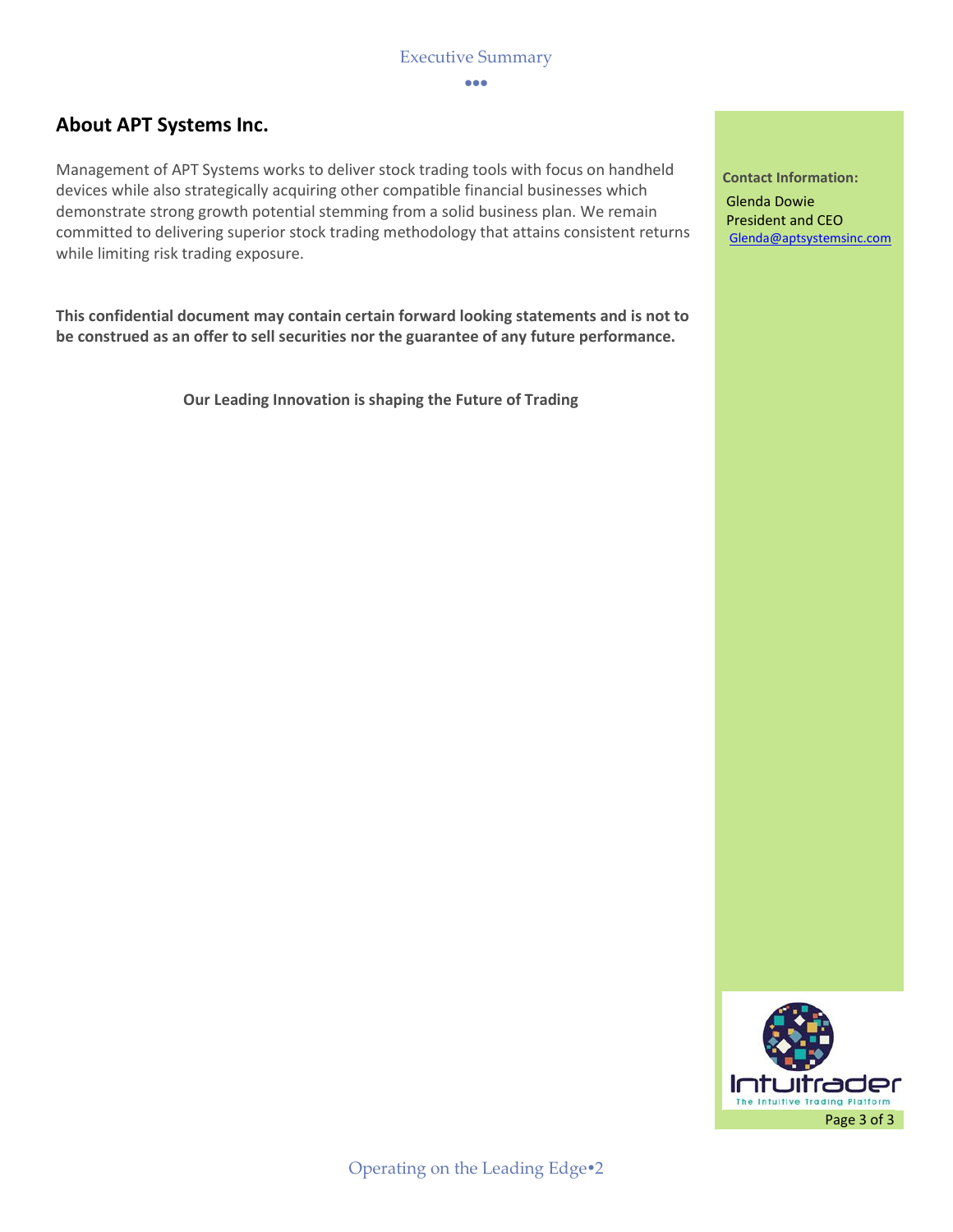## About APT Systems Inc.

Management of APT Systems works to deliver stock trading tools with focus on handheld devices while also strategically acquiring other compatible financial businesses which demonstrate strong growth potential stemming from a solid business plan. We remain committed to delivering superior stock trading methodology that attains consistent returns while limiting risk trading exposure.

**This confidential document may contain certain forward looking statements and is not to be construed as an offer to sell securities nor the guarantee of any future performance.**

**Our Leading Innovation is shaping the Future of Trading**

**Contact Information:**

Glenda Dowie
President and CEO
Glenda@aptsystemsinc.com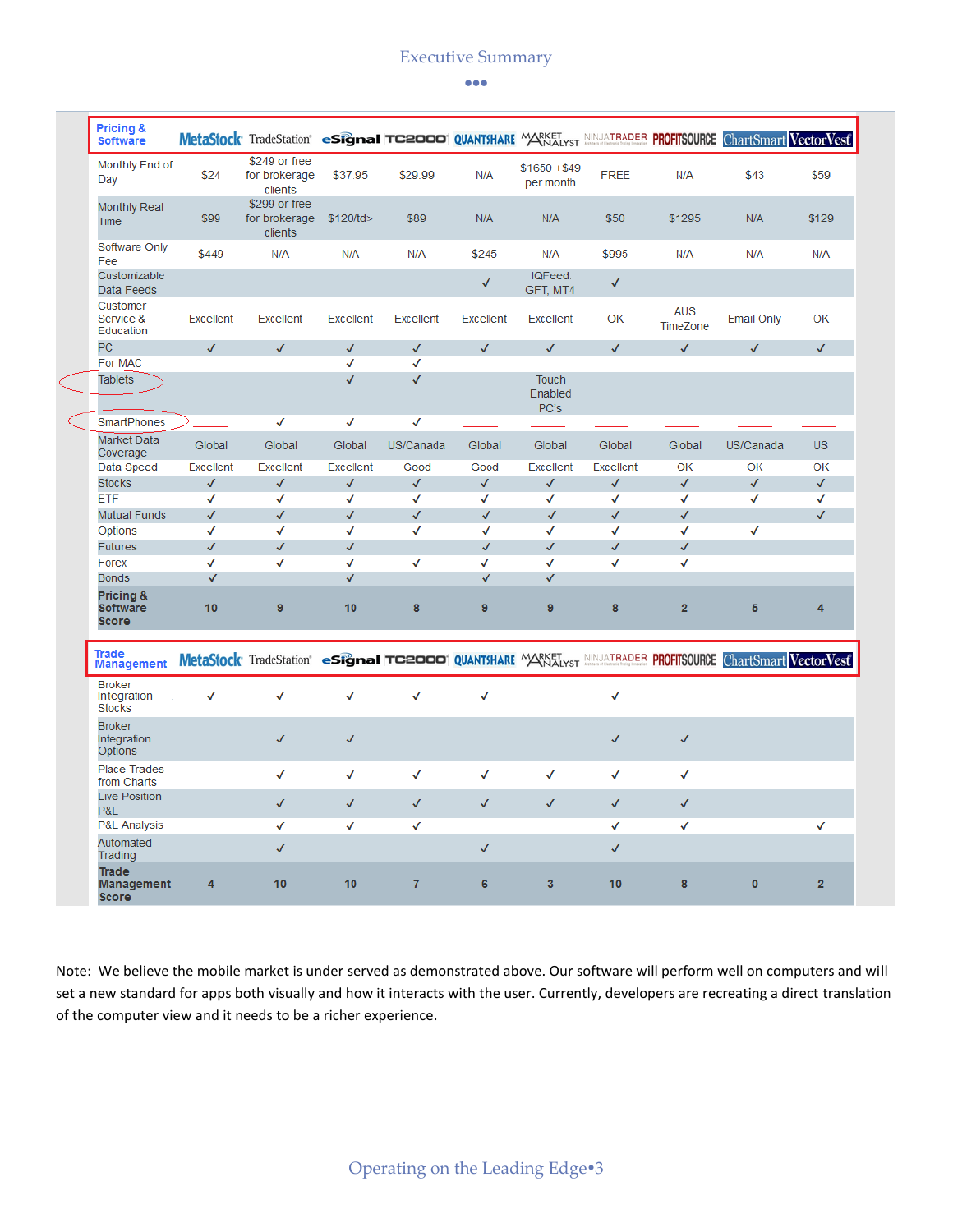# Executive Summary

| Pricing & Software | MetaStock | TradeStation | eSignal | TC2000 | QUANTSHARE | MARKET ANALYST | NINJATRADER | PROFITSOURCE | ChartSmart | VectorVest |
|---|---|---|---|---|---|---|---|---|---|---|
| Monthly End of Day | $24 | $249 or free for brokerage clients | $37.95 | $29.99 | N/A | $1650 +$49 per month | FREE | N/A | $43 | $59 |
| Monthly Real Time | $99 | $299 or free for brokerage clients | $120/td> | $89 | N/A | N/A | $50 | $1295 | N/A | $129 |
| Software Only Fee | $449 | N/A | N/A | N/A | $245 | N/A | $995 | N/A | N/A | N/A |
| Customizable Data Feeds | | | | | ✓ | IQFeed GFT, MT4 | ✓ | | | |
| Customer Service & Education | Excellent | Excellent | Excellent | Excellent | Excellent | Excellent | OK | AUS TimeZone | Email Only | OK |
| PC | ✓ | ✓ | ✓ | ✓ | ✓ | ✓ | ✓ | ✓ | ✓ | ✓ |
| For MAC | | | ✓ | ✓ | | | | | | |
| Tablets | | | ✓ | ✓ | | Touch Enabled PC's | | | | |
| SmartPhones | ___ | ✓ | ✓ | ✓ | ___ | ___ | ___ | ___ | ___ | ___ |
| Market Data Coverage | Global | Global | Global | US/Canada | Global | Global | Global | Global | US/Canada | US |
| Data Speed | Excellent | Excellent | Excellent | Good | Good | Excellent | Excellent | OK | OK | OK |
| Stocks | ✓ | ✓ | ✓ | ✓ | ✓ | ✓ | ✓ | ✓ | ✓ | ✓ |
| ETF | ✓ | ✓ | ✓ | ✓ | ✓ | ✓ | ✓ | ✓ | ✓ | ✓ |
| Mutual Funds | ✓ | ✓ | ✓ | ✓ | ✓ | ✓ | ✓ | ✓ | | ✓ |
| Options | ✓ | ✓ | ✓ | ✓ | ✓ | ✓ | ✓ | ✓ | ✓ | |
| Futures | ✓ | ✓ | ✓ | | ✓ | ✓ | ✓ | ✓ | | |
| Forex | ✓ | ✓ | ✓ | ✓ | ✓ | ✓ | ✓ | ✓ | | |
| Bonds | ✓ | | ✓ | | ✓ | ✓ | | | | |
| **Pricing & Software Score** | **10** | **9** | **10** | **8** | **9** | **9** | **8** | **2** | **5** | **4** |

| Trade Management | MetaStock | TradeStation | eSignal | TC2000 | QUANTSHARE | MARKET ANALYST | NINJATRADER | PROFITSOURCE | ChartSmart | VectorVest |
|---|---|---|---|---|---|---|---|---|---|---|
| Broker Integration Stocks | ✓ | ✓ | ✓ | ✓ | ✓ | | ✓ | | | |
| Broker Integration Options | | ✓ | ✓ | | | | ✓ | ✓ | | |
| Place Trades from Charts | | ✓ | ✓ | ✓ | ✓ | ✓ | ✓ | ✓ | | |
| Live Position P&L | | ✓ | ✓ | ✓ | ✓ | ✓ | ✓ | ✓ | | |
| P&L Analysis | | ✓ | ✓ | ✓ | | | ✓ | ✓ | | ✓ |
| Automated Trading | | ✓ | | | ✓ | | ✓ | | | |
| **Trade Management Score** | **4** | **10** | **10** | **7** | **6** | **3** | **10** | **8** | **0** | **2** |

Note: We believe the mobile market is under served as demonstrated above. Our software will perform well on computers and will set a new standard for apps both visually and how it interacts with the user. Currently, developers are recreating a direct translation of the computer view and it needs to be a richer experience.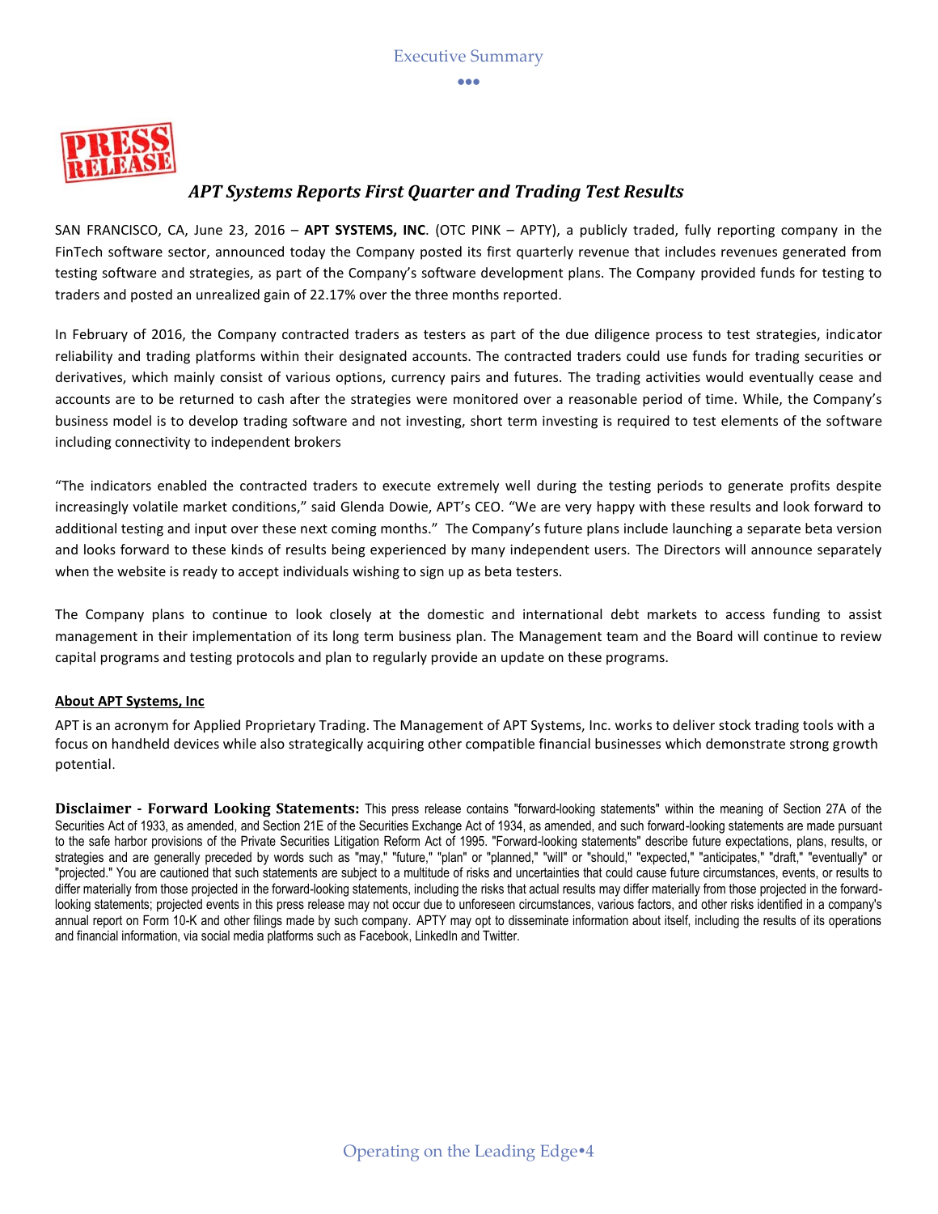**PRESS RELEASE**

## *APT Systems Reports First Quarter and Trading Test Results*

SAN FRANCISCO, CA, June 23, 2016 – **APT SYSTEMS, INC**. (OTC PINK – APTY), a publicly traded, fully reporting company in the FinTech software sector, announced today the Company posted its first quarterly revenue that includes revenues generated from testing software and strategies, as part of the Company's software development plans. The Company provided funds for testing to traders and posted an unrealized gain of 22.17% over the three months reported.

In February of 2016, the Company contracted traders as testers as part of the due diligence process to test strategies, indicator reliability and trading platforms within their designated accounts. The contracted traders could use funds for trading securities or derivatives, which mainly consist of various options, currency pairs and futures. The trading activities would eventually cease and accounts are to be returned to cash after the strategies were monitored over a reasonable period of time. While, the Company's business model is to develop trading software and not investing, short term investing is required to test elements of the software including connectivity to independent brokers

"The indicators enabled the contracted traders to execute extremely well during the testing periods to generate profits despite increasingly volatile market conditions," said Glenda Dowie, APT's CEO. "We are very happy with these results and look forward to additional testing and input over these next coming months." The Company's future plans include launching a separate beta version and looks forward to these kinds of results being experienced by many independent users. The Directors will announce separately when the website is ready to accept individuals wishing to sign up as beta testers.

The Company plans to continue to look closely at the domestic and international debt markets to access funding to assist management in their implementation of its long term business plan. The Management team and the Board will continue to review capital programs and testing protocols and plan to regularly provide an update on these programs.

**About APT Systems, Inc**

APT is an acronym for Applied Proprietary Trading. The Management of APT Systems, Inc. works to deliver stock trading tools with a focus on handheld devices while also strategically acquiring other compatible financial businesses which demonstrate strong growth potential.

**Disclaimer - Forward Looking Statements:** This press release contains "forward-looking statements" within the meaning of Section 27A of the Securities Act of 1933, as amended, and Section 21E of the Securities Exchange Act of 1934, as amended, and such forward-looking statements are made pursuant to the safe harbor provisions of the Private Securities Litigation Reform Act of 1995. "Forward-looking statements" describe future expectations, plans, results, or strategies and are generally preceded by words such as "may," "future," "plan" or "planned," "will" or "should," "expected," "anticipates," "draft," "eventually" or "projected." You are cautioned that such statements are subject to a multitude of risks and uncertainties that could cause future circumstances, events, or results to differ materially from those projected in the forward-looking statements, including the risks that actual results may differ materially from those projected in the forward-looking statements; projected events in this press release may not occur due to unforeseen circumstances, various factors, and other risks identified in a company's annual report on Form 10-K and other filings made by such company. APTY may opt to disseminate information about itself, including the results of its operations and financial information, via social media platforms such as Facebook, LinkedIn and Twitter.